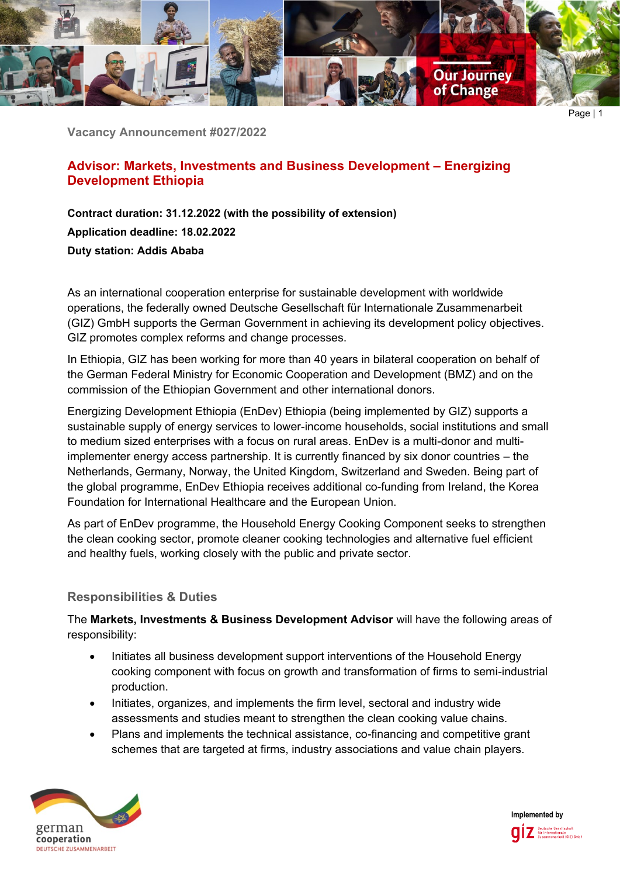Vacancy Announcement #027/2022

# Advisor: Markets, Investments and Business Development – Energizing Development Ethiopia

**Contract duration: 31.12.2022 (with the possibility of extension)**

**Application deadline: 18.02.2022**

**Duty station: Addis Ababa**

As an international cooperation enterprise for sustainable development with worldwide operations, the federally owned Deutsche Gesellschaft für Internationale Zusammenarbeit (GIZ) GmbH supports the German Government in achieving its development policy objectives. GIZ promotes complex reforms and change processes.

In Ethiopia, GIZ has been working for more than 40 years in bilateral cooperation on behalf of the German Federal Ministry for Economic Cooperation and Development (BMZ) and on the commission of the Ethiopian Government and other international donors.

Energizing Development Ethiopia (EnDev) Ethiopia (being implemented by GIZ) supports a sustainable supply of energy services to lower-income households, social institutions and small to medium sized enterprises with a focus on rural areas. EnDev is a multi-donor and multi-implementer energy access partnership. It is currently financed by six donor countries – the Netherlands, Germany, Norway, the United Kingdom, Switzerland and Sweden. Being part of the global programme, EnDev Ethiopia receives additional co-funding from Ireland, the Korea Foundation for International Healthcare and the European Union.

As part of EnDev programme, the Household Energy Cooking Component seeks to strengthen the clean cooking sector, promote cleaner cooking technologies and alternative fuel efficient and healthy fuels, working closely with the public and private sector.

## Responsibilities & Duties

The **Markets, Investments & Business Development Advisor** will have the following areas of responsibility:

- Initiates all business development support interventions of the Household Energy cooking component with focus on growth and transformation of firms to semi-industrial production.
- Initiates, organizes, and implements the firm level, sectoral and industry wide assessments and studies meant to strengthen the clean cooking value chains.
- Plans and implements the technical assistance, co-financing and competitive grant schemes that are targeted at firms, industry associations and value chain players.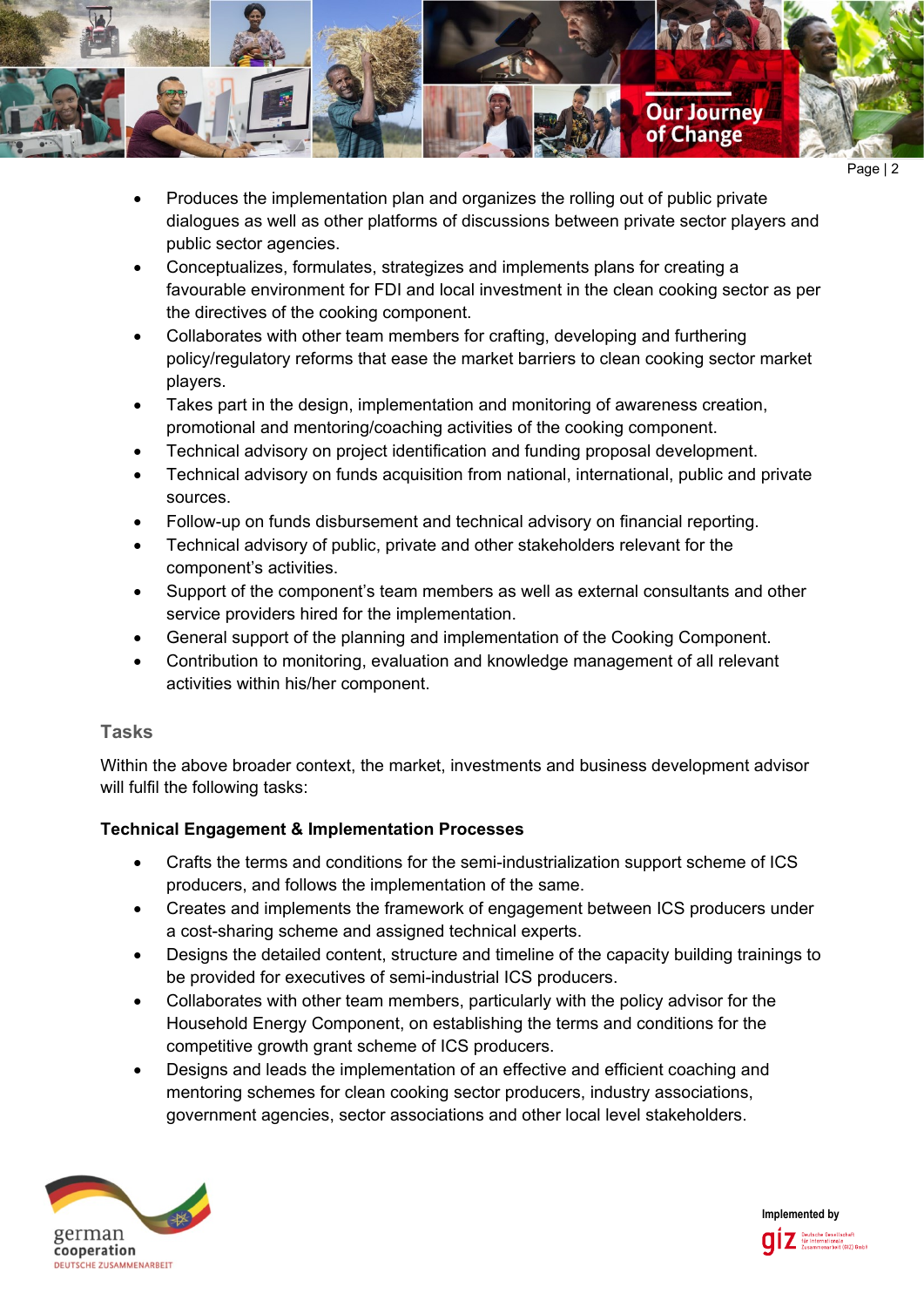- Produces the implementation plan and organizes the rolling out of public private dialogues as well as other platforms of discussions between private sector players and public sector agencies.
- Conceptualizes, formulates, strategizes and implements plans for creating a favourable environment for FDI and local investment in the clean cooking sector as per the directives of the cooking component.
- Collaborates with other team members for crafting, developing and furthering policy/regulatory reforms that ease the market barriers to clean cooking sector market players.
- Takes part in the design, implementation and monitoring of awareness creation, promotional and mentoring/coaching activities of the cooking component.
- Technical advisory on project identification and funding proposal development.
- Technical advisory on funds acquisition from national, international, public and private sources.
- Follow-up on funds disbursement and technical advisory on financial reporting.
- Technical advisory of public, private and other stakeholders relevant for the component's activities.
- Support of the component's team members as well as external consultants and other service providers hired for the implementation.
- General support of the planning and implementation of the Cooking Component.
- Contribution to monitoring, evaluation and knowledge management of all relevant activities within his/her component.

## Tasks

Within the above broader context, the market, investments and business development advisor will fulfil the following tasks:

**Technical Engagement & Implementation Processes**

- Crafts the terms and conditions for the semi-industrialization support scheme of ICS producers, and follows the implementation of the same.
- Creates and implements the framework of engagement between ICS producers under a cost-sharing scheme and assigned technical experts.
- Designs the detailed content, structure and timeline of the capacity building trainings to be provided for executives of semi-industrial ICS producers.
- Collaborates with other team members, particularly with the policy advisor for the Household Energy Component, on establishing the terms and conditions for the competitive growth grant scheme of ICS producers.
- Designs and leads the implementation of an effective and efficient coaching and mentoring schemes for clean cooking sector producers, industry associations, government agencies, sector associations and other local level stakeholders.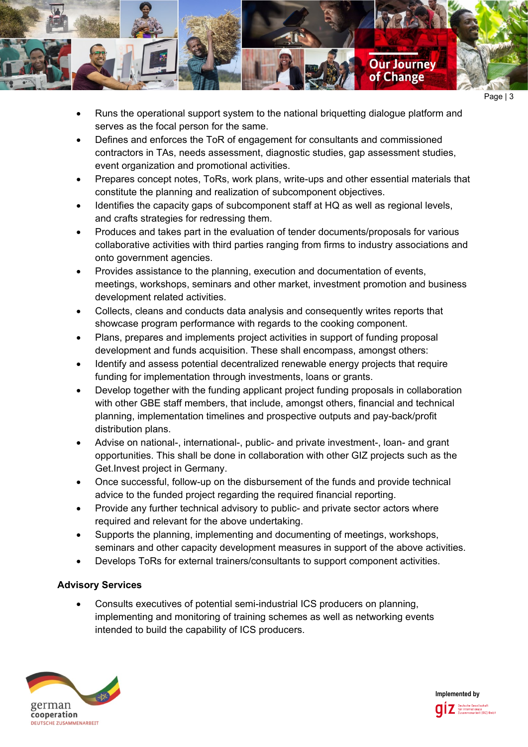- Runs the operational support system to the national briquetting dialogue platform and serves as the focal person for the same.
- Defines and enforces the ToR of engagement for consultants and commissioned contractors in TAs, needs assessment, diagnostic studies, gap assessment studies, event organization and promotional activities.
- Prepares concept notes, ToRs, work plans, write-ups and other essential materials that constitute the planning and realization of subcomponent objectives.
- Identifies the capacity gaps of subcomponent staff at HQ as well as regional levels, and crafts strategies for redressing them.
- Produces and takes part in the evaluation of tender documents/proposals for various collaborative activities with third parties ranging from firms to industry associations and onto government agencies.
- Provides assistance to the planning, execution and documentation of events, meetings, workshops, seminars and other market, investment promotion and business development related activities.
- Collects, cleans and conducts data analysis and consequently writes reports that showcase program performance with regards to the cooking component.
- Plans, prepares and implements project activities in support of funding proposal development and funds acquisition. These shall encompass, amongst others:
- Identify and assess potential decentralized renewable energy projects that require funding for implementation through investments, loans or grants.
- Develop together with the funding applicant project funding proposals in collaboration with other GBE staff members, that include, amongst others, financial and technical planning, implementation timelines and prospective outputs and pay-back/profit distribution plans.
- Advise on national-, international-, public- and private investment-, loan- and grant opportunities. This shall be done in collaboration with other GIZ projects such as the Get.Invest project in Germany.
- Once successful, follow-up on the disbursement of the funds and provide technical advice to the funded project regarding the required financial reporting.
- Provide any further technical advisory to public- and private sector actors where required and relevant for the above undertaking.
- Supports the planning, implementing and documenting of meetings, workshops, seminars and other capacity development measures in support of the above activities.
- Develops ToRs for external trainers/consultants to support component activities.

**Advisory Services**

- Consults executives of potential semi-industrial ICS producers on planning, implementing and monitoring of training schemes as well as networking events intended to build the capability of ICS producers.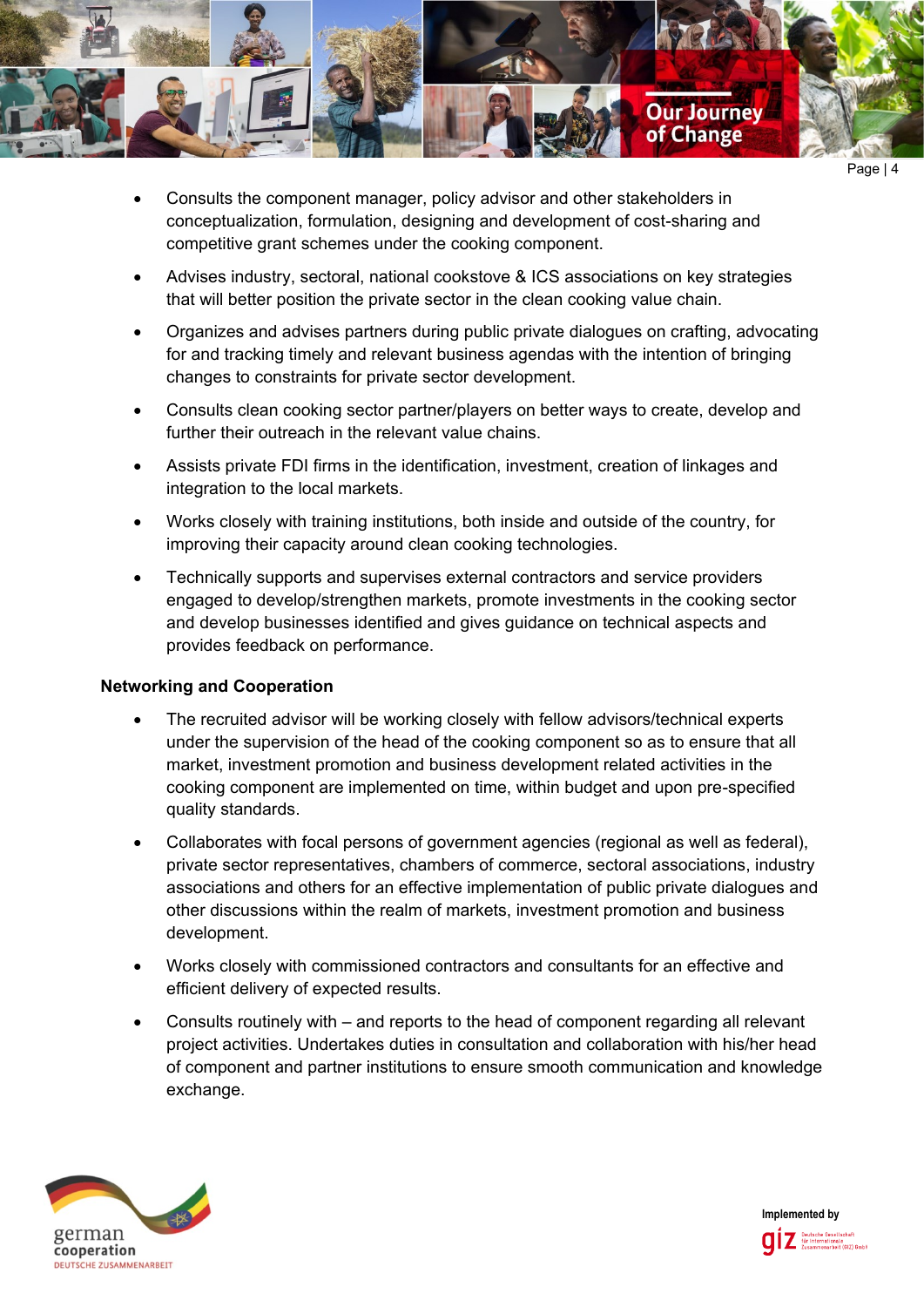- Consults the component manager, policy advisor and other stakeholders in conceptualization, formulation, designing and development of cost-sharing and competitive grant schemes under the cooking component.
- Advises industry, sectoral, national cookstove & ICS associations on key strategies that will better position the private sector in the clean cooking value chain.
- Organizes and advises partners during public private dialogues on crafting, advocating for and tracking timely and relevant business agendas with the intention of bringing changes to constraints for private sector development.
- Consults clean cooking sector partner/players on better ways to create, develop and further their outreach in the relevant value chains.
- Assists private FDI firms in the identification, investment, creation of linkages and integration to the local markets.
- Works closely with training institutions, both inside and outside of the country, for improving their capacity around clean cooking technologies.
- Technically supports and supervises external contractors and service providers engaged to develop/strengthen markets, promote investments in the cooking sector and develop businesses identified and gives guidance on technical aspects and provides feedback on performance.

**Networking and Cooperation**

- The recruited advisor will be working closely with fellow advisors/technical experts under the supervision of the head of the cooking component so as to ensure that all market, investment promotion and business development related activities in the cooking component are implemented on time, within budget and upon pre-specified quality standards.
- Collaborates with focal persons of government agencies (regional as well as federal), private sector representatives, chambers of commerce, sectoral associations, industry associations and others for an effective implementation of public private dialogues and other discussions within the realm of markets, investment promotion and business development.
- Works closely with commissioned contractors and consultants for an effective and efficient delivery of expected results.
- Consults routinely with – and reports to the head of component regarding all relevant project activities. Undertakes duties in consultation and collaboration with his/her head of component and partner institutions to ensure smooth communication and knowledge exchange.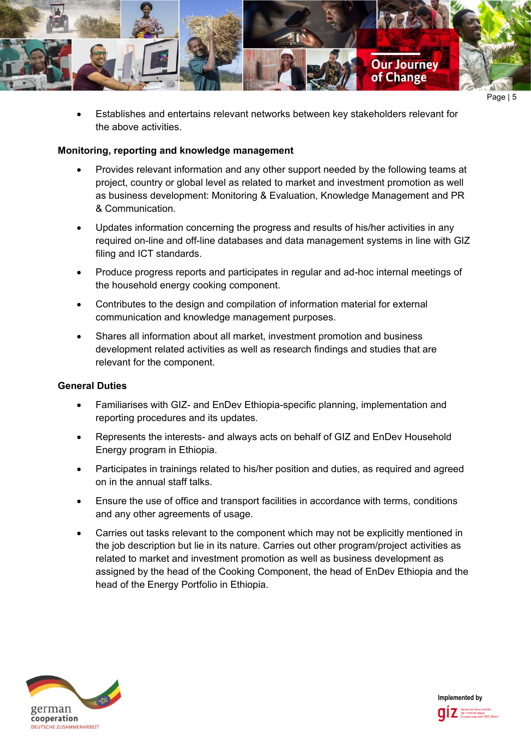- Establishes and entertains relevant networks between key stakeholders relevant for the above activities.

**Monitoring, reporting and knowledge management**

- Provides relevant information and any other support needed by the following teams at project, country or global level as related to market and investment promotion as well as business development: Monitoring & Evaluation, Knowledge Management and PR & Communication.
- Updates information concerning the progress and results of his/her activities in any required on-line and off-line databases and data management systems in line with GIZ filing and ICT standards.
- Produce progress reports and participates in regular and ad-hoc internal meetings of the household energy cooking component.
- Contributes to the design and compilation of information material for external communication and knowledge management purposes.
- Shares all information about all market, investment promotion and business development related activities as well as research findings and studies that are relevant for the component.

**General Duties**

- Familiarises with GIZ- and EnDev Ethiopia-specific planning, implementation and reporting procedures and its updates.
- Represents the interests- and always acts on behalf of GIZ and EnDev Household Energy program in Ethiopia.
- Participates in trainings related to his/her position and duties, as required and agreed on in the annual staff talks.
- Ensure the use of office and transport facilities in accordance with terms, conditions and any other agreements of usage.
- Carries out tasks relevant to the component which may not be explicitly mentioned in the job description but lie in its nature. Carries out other program/project activities as related to market and investment promotion as well as business development as assigned by the head of the Cooking Component, the head of EnDev Ethiopia and the head of the Energy Portfolio in Ethiopia.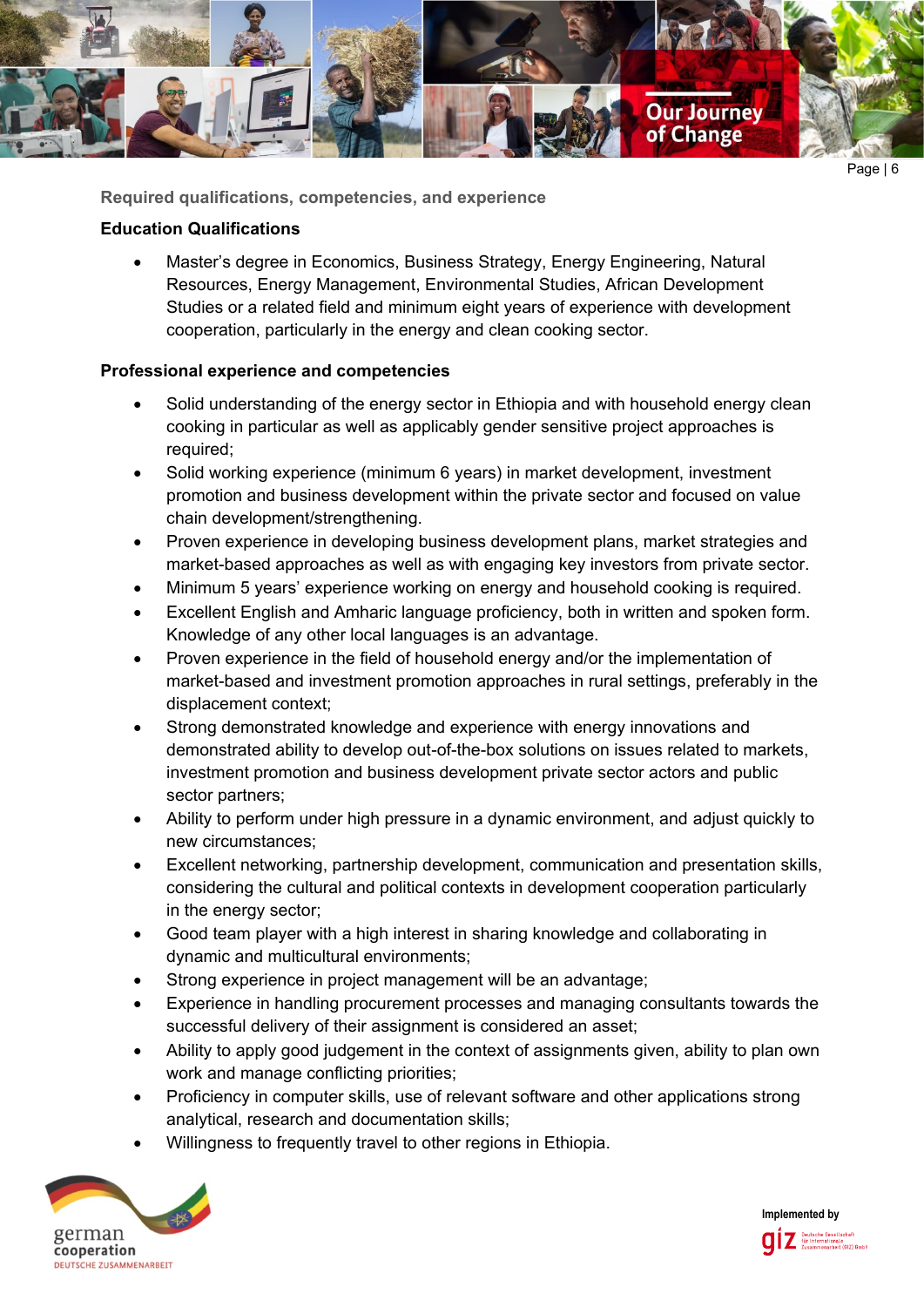## Required qualifications, competencies, and experience

### Education Qualifications

- Master's degree in Economics, Business Strategy, Energy Engineering, Natural Resources, Energy Management, Environmental Studies, African Development Studies or a related field and minimum eight years of experience with development cooperation, particularly in the energy and clean cooking sector.

### Professional experience and competencies

- Solid understanding of the energy sector in Ethiopia and with household energy clean cooking in particular as well as applicably gender sensitive project approaches is required;
- Solid working experience (minimum 6 years) in market development, investment promotion and business development within the private sector and focused on value chain development/strengthening.
- Proven experience in developing business development plans, market strategies and market-based approaches as well as with engaging key investors from private sector.
- Minimum 5 years' experience working on energy and household cooking is required.
- Excellent English and Amharic language proficiency, both in written and spoken form. Knowledge of any other local languages is an advantage.
- Proven experience in the field of household energy and/or the implementation of market-based and investment promotion approaches in rural settings, preferably in the displacement context;
- Strong demonstrated knowledge and experience with energy innovations and demonstrated ability to develop out-of-the-box solutions on issues related to markets, investment promotion and business development private sector actors and public sector partners;
- Ability to perform under high pressure in a dynamic environment, and adjust quickly to new circumstances;
- Excellent networking, partnership development, communication and presentation skills, considering the cultural and political contexts in development cooperation particularly in the energy sector;
- Good team player with a high interest in sharing knowledge and collaborating in dynamic and multicultural environments;
- Strong experience in project management will be an advantage;
- Experience in handling procurement processes and managing consultants towards the successful delivery of their assignment is considered an asset;
- Ability to apply good judgement in the context of assignments given, ability to plan own work and manage conflicting priorities;
- Proficiency in computer skills, use of relevant software and other applications strong analytical, research and documentation skills;
- Willingness to frequently travel to other regions in Ethiopia.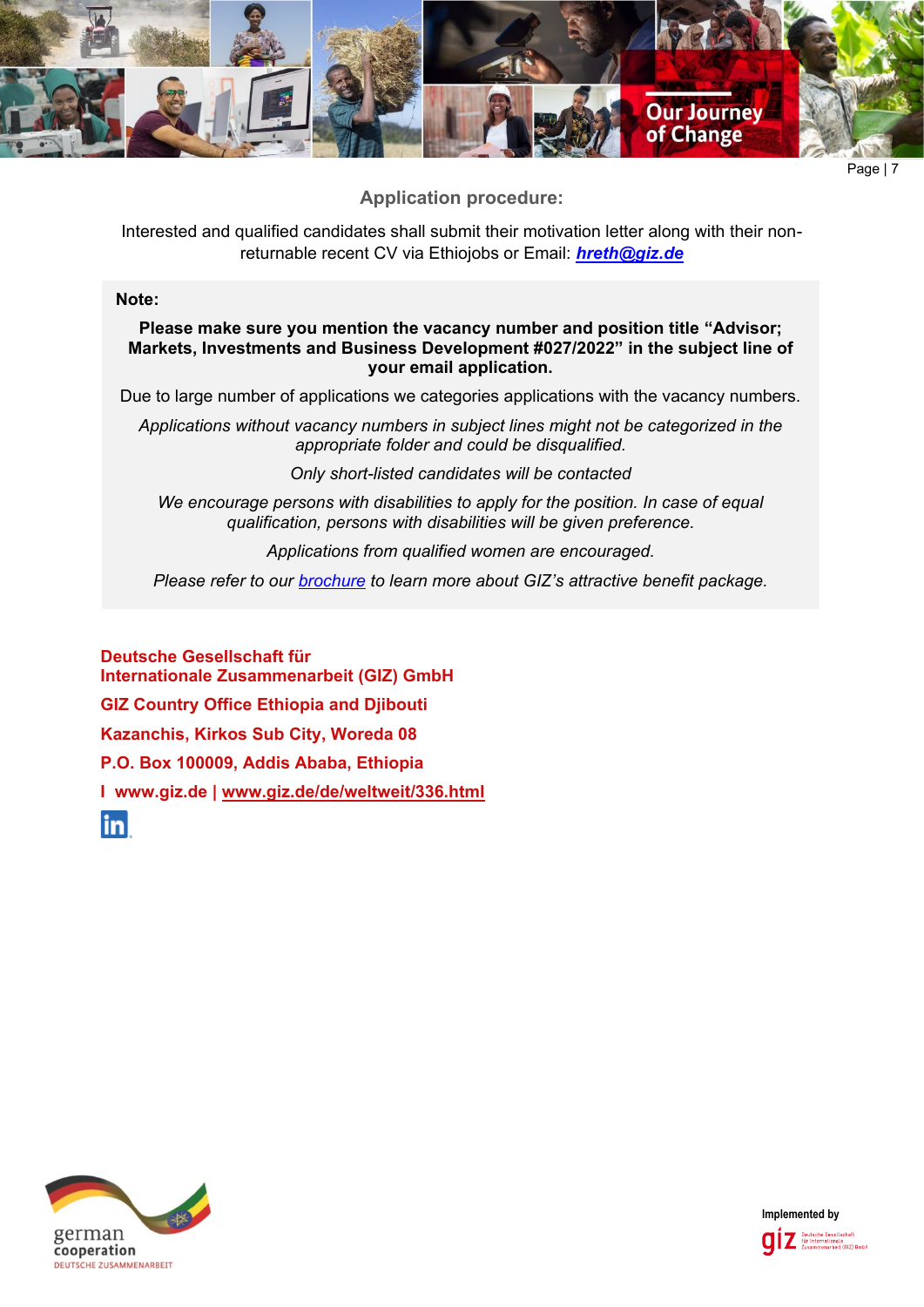## Application procedure:

Interested and qualified candidates shall submit their motivation letter along with their non-returnable recent CV via Ethiojobs or Email: ***hreth@giz.de***

**Note:**

**Please make sure you mention the vacancy number and position title "Advisor; Markets, Investments and Business Development #027/2022" in the subject line of your email application.**

Due to large number of applications we categories applications with the vacancy numbers.

*Applications without vacancy numbers in subject lines might not be categorized in the appropriate folder and could be disqualified.*

*Only short-listed candidates will be contacted*

*We encourage persons with disabilities to apply for the position. In case of equal qualification, persons with disabilities will be given preference.*

*Applications from qualified women are encouraged.*

*Please refer to our brochure to learn more about GIZ's attractive benefit package.*

**Deutsche Gesellschaft für**
**Internationale Zusammenarbeit (GIZ) GmbH**

**GIZ Country Office Ethiopia and Djibouti**

**Kazanchis, Kirkos Sub City, Woreda 08**

**P.O. Box 100009, Addis Ababa, Ethiopia**

**I www.giz.de | www.giz.de/de/weltweit/336.html**